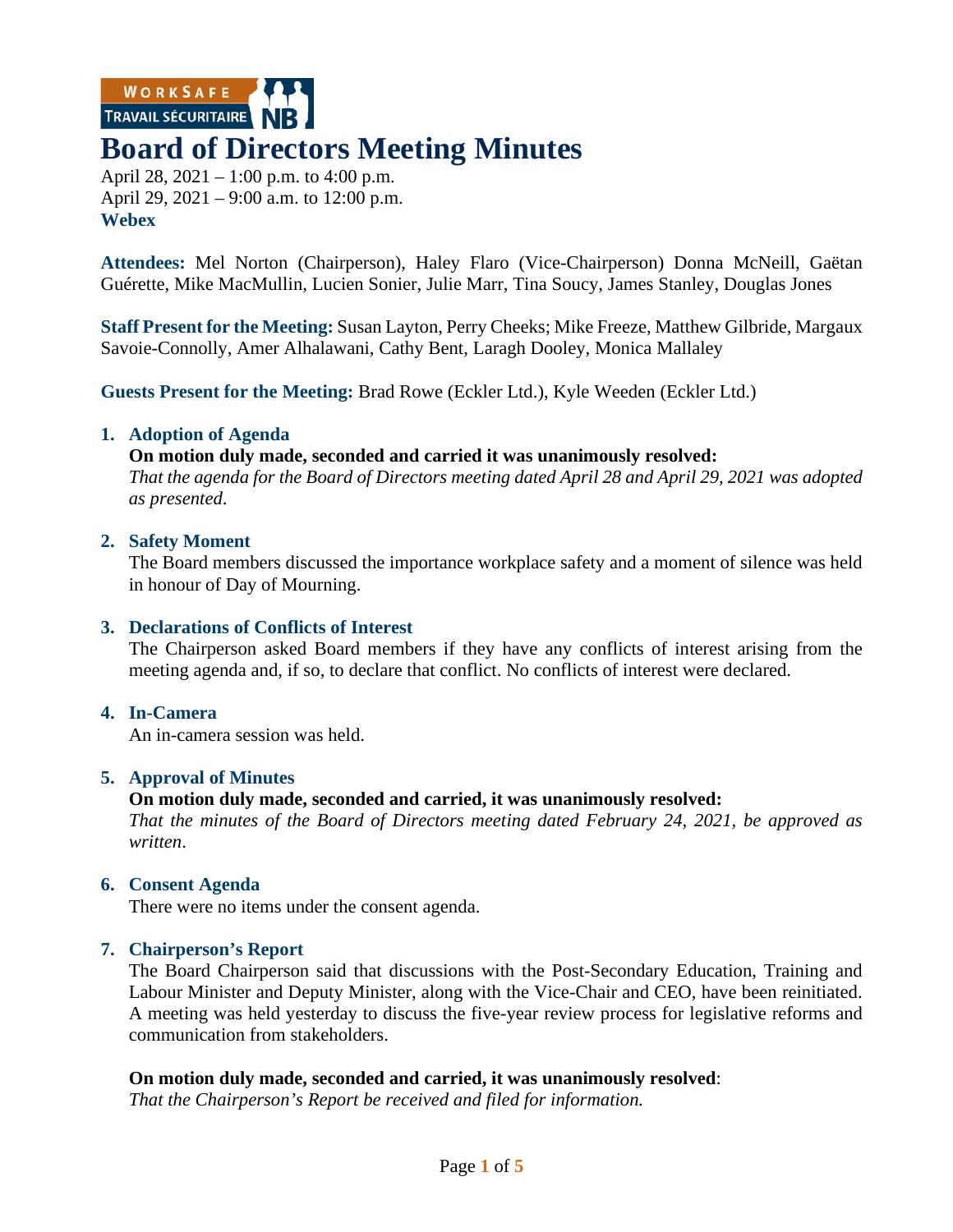# Board of Directors Meeting Minutes

April 28, 2021 – 1:00 p.m. to 4:00 p.m.
April 29, 2021 – 9:00 a.m. to 12:00 p.m.
**Webex**

**Attendees:** Mel Norton (Chairperson), Haley Flaro (Vice-Chairperson) Donna McNeill, Gaëtan Guérette, Mike MacMullin, Lucien Sonier, Julie Marr, Tina Soucy, James Stanley, Douglas Jones

**Staff Present for the Meeting:** Susan Layton, Perry Cheeks; Mike Freeze, Matthew Gilbride, Margaux Savoie-Connolly, Amer Alhalawani, Cathy Bent, Laragh Dooley, Monica Mallaley

**Guests Present for the Meeting:** Brad Rowe (Eckler Ltd.), Kyle Weeden (Eckler Ltd.)

## 1. Adoption of Agenda

**On motion duly made, seconded and carried it was unanimously resolved:**
*That the agenda for the Board of Directors meeting dated April 28 and April 29, 2021 was adopted as presented.*

## 2. Safety Moment

The Board members discussed the importance workplace safety and a moment of silence was held in honour of Day of Mourning.

## 3. Declarations of Conflicts of Interest

The Chairperson asked Board members if they have any conflicts of interest arising from the meeting agenda and, if so, to declare that conflict. No conflicts of interest were declared.

## 4. In-Camera

An in-camera session was held.

## 5. Approval of Minutes

**On motion duly made, seconded and carried, it was unanimously resolved:**
*That the minutes of the Board of Directors meeting dated February 24, 2021, be approved as written.*

## 6. Consent Agenda

There were no items under the consent agenda.

## 7. Chairperson's Report

The Board Chairperson said that discussions with the Post-Secondary Education, Training and Labour Minister and Deputy Minister, along with the Vice-Chair and CEO, have been reinitiated. A meeting was held yesterday to discuss the five-year review process for legislative reforms and communication from stakeholders.

**On motion duly made, seconded and carried, it was unanimously resolved**:
*That the Chairperson's Report be received and filed for information.*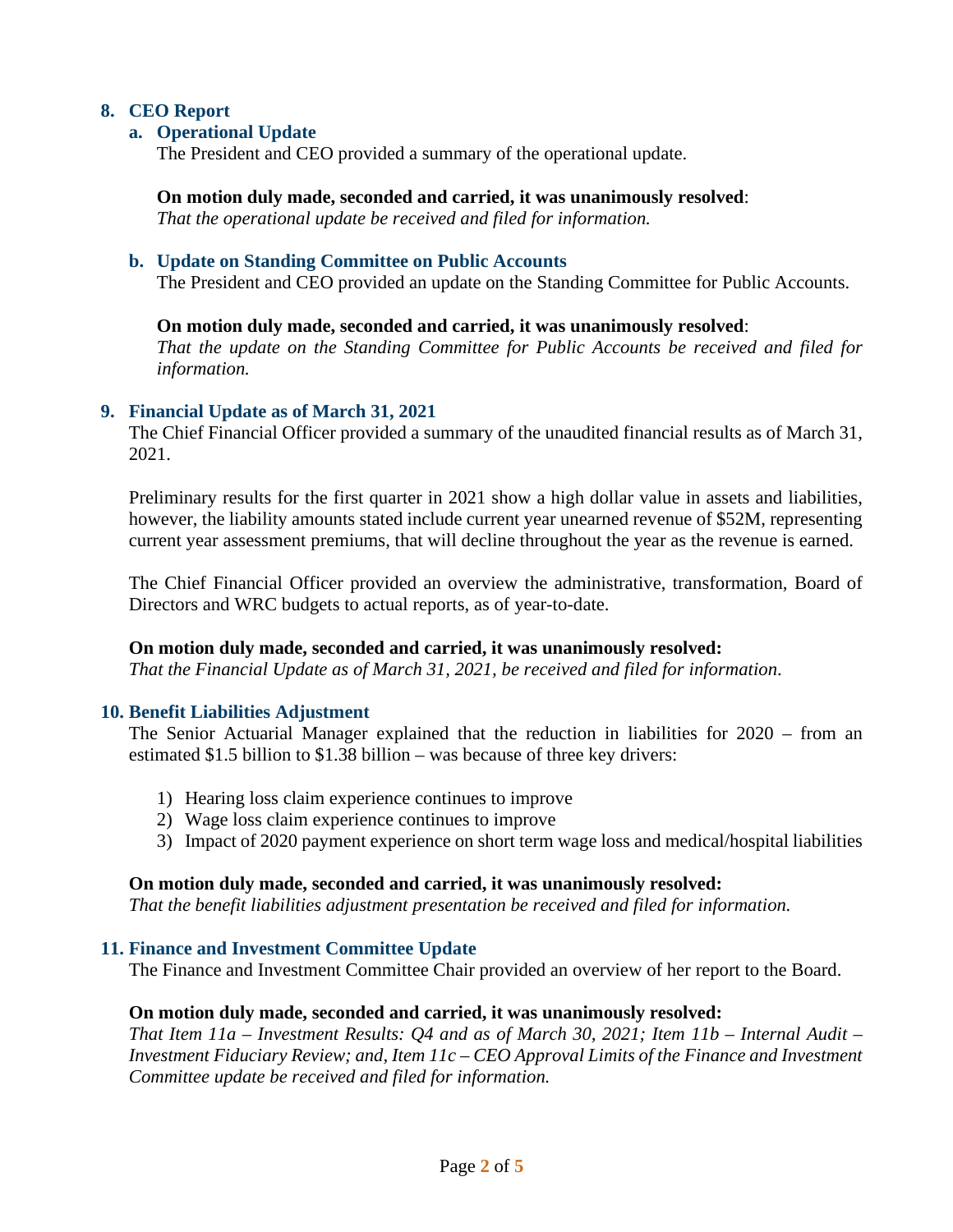## 8. CEO Report

### a. Operational Update

The President and CEO provided a summary of the operational update.

**On motion duly made, seconded and carried, it was unanimously resolved**:
*That the operational update be received and filed for information.*

### b. Update on Standing Committee on Public Accounts

The President and CEO provided an update on the Standing Committee for Public Accounts.

**On motion duly made, seconded and carried, it was unanimously resolved**:
*That the update on the Standing Committee for Public Accounts be received and filed for information.*

## 9. Financial Update as of March 31, 2021

The Chief Financial Officer provided a summary of the unaudited financial results as of March 31, 2021.

Preliminary results for the first quarter in 2021 show a high dollar value in assets and liabilities, however, the liability amounts stated include current year unearned revenue of $52M, representing current year assessment premiums, that will decline throughout the year as the revenue is earned.

The Chief Financial Officer provided an overview the administrative, transformation, Board of Directors and WRC budgets to actual reports, as of year-to-date.

**On motion duly made, seconded and carried, it was unanimously resolved:**
*That the Financial Update as of March 31, 2021, be received and filed for information.*

## 10. Benefit Liabilities Adjustment

The Senior Actuarial Manager explained that the reduction in liabilities for 2020 – from an estimated $1.5 billion to $1.38 billion – was because of three key drivers:

1) Hearing loss claim experience continues to improve
2) Wage loss claim experience continues to improve
3) Impact of 2020 payment experience on short term wage loss and medical/hospital liabilities

**On motion duly made, seconded and carried, it was unanimously resolved:**
*That the benefit liabilities adjustment presentation be received and filed for information.*

## 11. Finance and Investment Committee Update

The Finance and Investment Committee Chair provided an overview of her report to the Board.

**On motion duly made, seconded and carried, it was unanimously resolved:**
*That Item 11a – Investment Results: Q4 and as of March 30, 2021; Item 11b – Internal Audit – Investment Fiduciary Review; and, Item 11c – CEO Approval Limits of the Finance and Investment Committee update be received and filed for information.*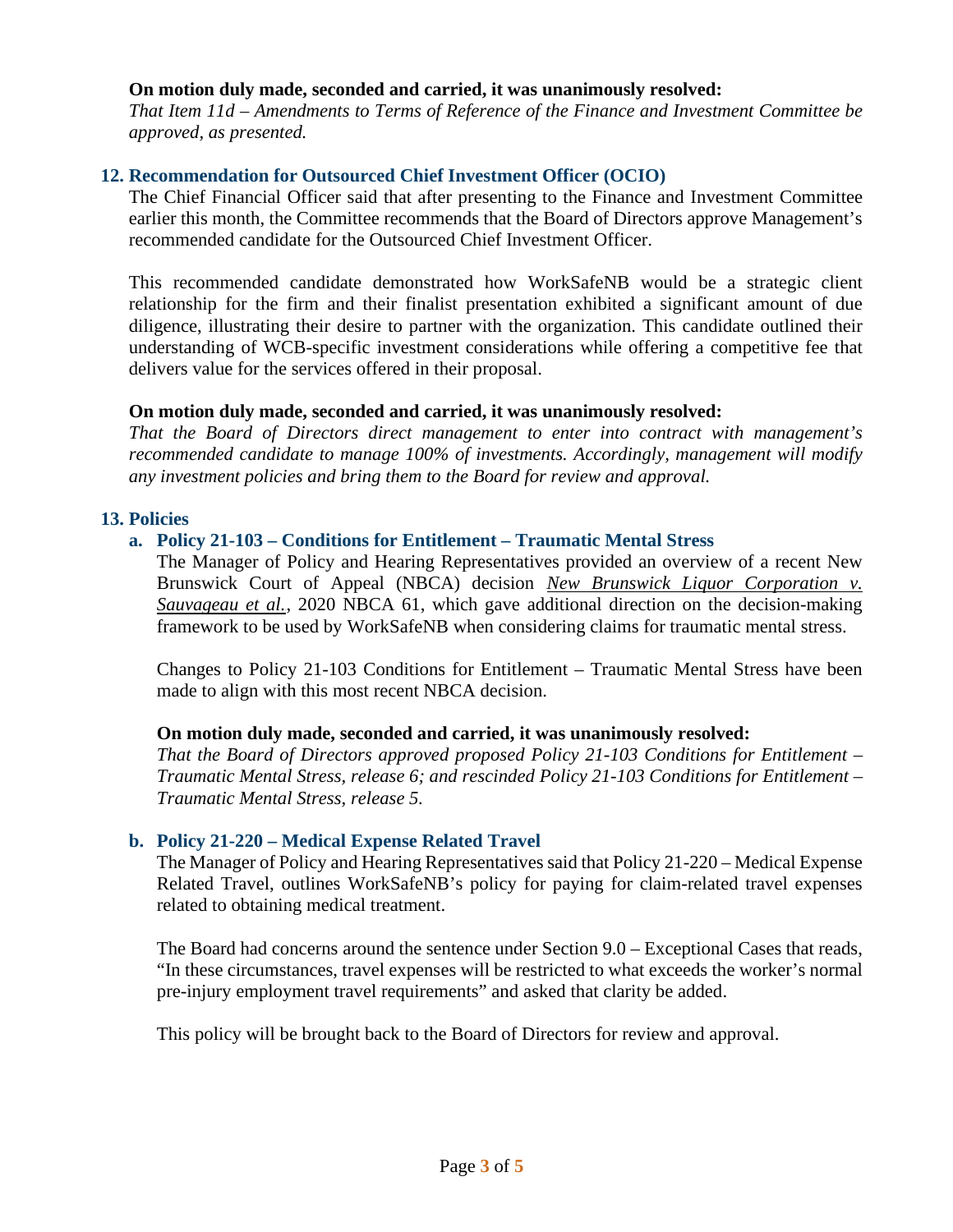**On motion duly made, seconded and carried, it was unanimously resolved:**
*That Item 11d – Amendments to Terms of Reference of the Finance and Investment Committee be approved, as presented.*

## 12. Recommendation for Outsourced Chief Investment Officer (OCIO)

The Chief Financial Officer said that after presenting to the Finance and Investment Committee earlier this month, the Committee recommends that the Board of Directors approve Management's recommended candidate for the Outsourced Chief Investment Officer.

This recommended candidate demonstrated how WorkSafeNB would be a strategic client relationship for the firm and their finalist presentation exhibited a significant amount of due diligence, illustrating their desire to partner with the organization. This candidate outlined their understanding of WCB-specific investment considerations while offering a competitive fee that delivers value for the services offered in their proposal.

**On motion duly made, seconded and carried, it was unanimously resolved:**
*That the Board of Directors direct management to enter into contract with management's recommended candidate to manage 100% of investments. Accordingly, management will modify any investment policies and bring them to the Board for review and approval.*

## 13. Policies

### a. Policy 21-103 – Conditions for Entitlement – Traumatic Mental Stress

The Manager of Policy and Hearing Representatives provided an overview of a recent New Brunswick Court of Appeal (NBCA) decision *New Brunswick Liquor Corporation v. Sauvageau et al.*, 2020 NBCA 61, which gave additional direction on the decision-making framework to be used by WorkSafeNB when considering claims for traumatic mental stress.

Changes to Policy 21-103 Conditions for Entitlement – Traumatic Mental Stress have been made to align with this most recent NBCA decision.

**On motion duly made, seconded and carried, it was unanimously resolved:**
*That the Board of Directors approved proposed Policy 21-103 Conditions for Entitlement – Traumatic Mental Stress, release 6; and rescinded Policy 21-103 Conditions for Entitlement – Traumatic Mental Stress, release 5.*

### b. Policy 21-220 – Medical Expense Related Travel

The Manager of Policy and Hearing Representatives said that Policy 21-220 – Medical Expense Related Travel, outlines WorkSafeNB's policy for paying for claim-related travel expenses related to obtaining medical treatment.

The Board had concerns around the sentence under Section 9.0 – Exceptional Cases that reads, "In these circumstances, travel expenses will be restricted to what exceeds the worker's normal pre-injury employment travel requirements" and asked that clarity be added.

This policy will be brought back to the Board of Directors for review and approval.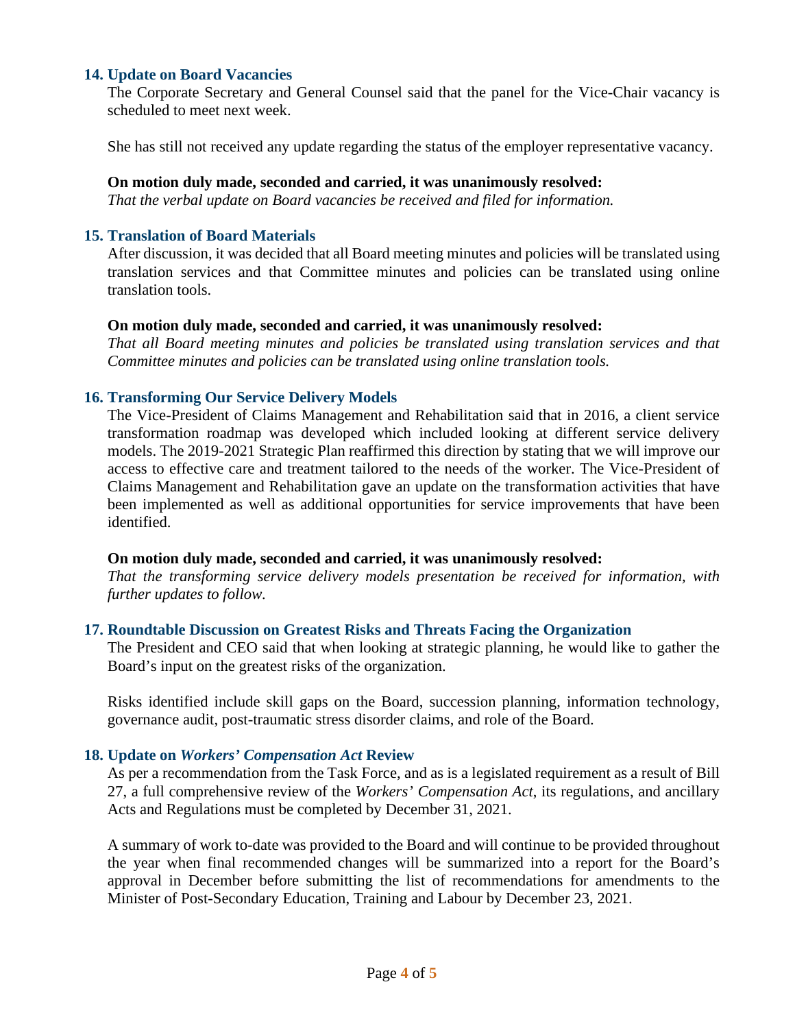### 14. Update on Board Vacancies

The Corporate Secretary and General Counsel said that the panel for the Vice-Chair vacancy is scheduled to meet next week.

She has still not received any update regarding the status of the employer representative vacancy.

**On motion duly made, seconded and carried, it was unanimously resolved:**
*That the verbal update on Board vacancies be received and filed for information.*

### 15. Translation of Board Materials

After discussion, it was decided that all Board meeting minutes and policies will be translated using translation services and that Committee minutes and policies can be translated using online translation tools.

**On motion duly made, seconded and carried, it was unanimously resolved:**
*That all Board meeting minutes and policies be translated using translation services and that Committee minutes and policies can be translated using online translation tools.*

### 16. Transforming Our Service Delivery Models

The Vice-President of Claims Management and Rehabilitation said that in 2016, a client service transformation roadmap was developed which included looking at different service delivery models. The 2019-2021 Strategic Plan reaffirmed this direction by stating that we will improve our access to effective care and treatment tailored to the needs of the worker. The Vice-President of Claims Management and Rehabilitation gave an update on the transformation activities that have been implemented as well as additional opportunities for service improvements that have been identified.

**On motion duly made, seconded and carried, it was unanimously resolved:**
*That the transforming service delivery models presentation be received for information, with further updates to follow.*

### 17. Roundtable Discussion on Greatest Risks and Threats Facing the Organization

The President and CEO said that when looking at strategic planning, he would like to gather the Board's input on the greatest risks of the organization.

Risks identified include skill gaps on the Board, succession planning, information technology, governance audit, post-traumatic stress disorder claims, and role of the Board.

### 18. Update on *Workers' Compensation Act* Review

As per a recommendation from the Task Force, and as is a legislated requirement as a result of Bill 27, a full comprehensive review of the *Workers' Compensation Act*, its regulations, and ancillary Acts and Regulations must be completed by December 31, 2021.

A summary of work to-date was provided to the Board and will continue to be provided throughout the year when final recommended changes will be summarized into a report for the Board's approval in December before submitting the list of recommendations for amendments to the Minister of Post-Secondary Education, Training and Labour by December 23, 2021.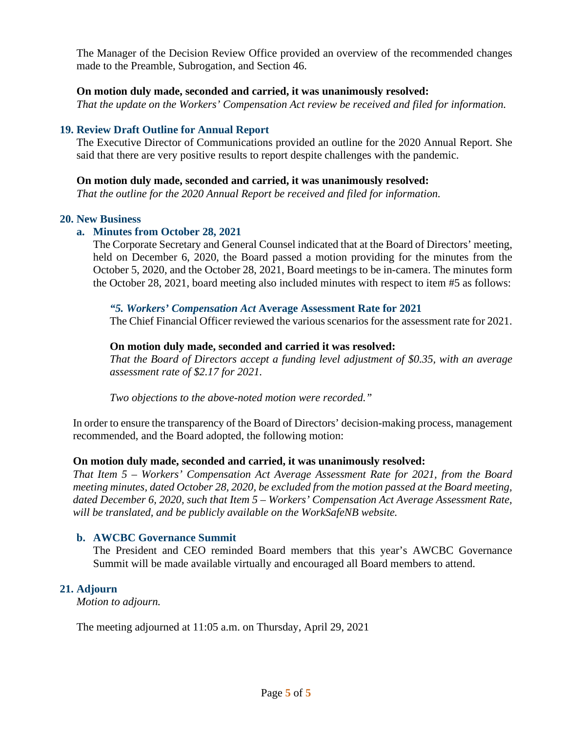The Manager of the Decision Review Office provided an overview of the recommended changes made to the Preamble, Subrogation, and Section 46.

**On motion duly made, seconded and carried, it was unanimously resolved:**
*That the update on the Workers' Compensation Act review be received and filed for information.*

## 19. Review Draft Outline for Annual Report

The Executive Director of Communications provided an outline for the 2020 Annual Report. She said that there are very positive results to report despite challenges with the pandemic.

**On motion duly made, seconded and carried, it was unanimously resolved:**
*That the outline for the 2020 Annual Report be received and filed for information.*

## 20. New Business

### a. Minutes from October 28, 2021

The Corporate Secretary and General Counsel indicated that at the Board of Directors' meeting, held on December 6, 2020, the Board passed a motion providing for the minutes from the October 5, 2020, and the October 28, 2021, Board meetings to be in-camera. The minutes form the October 28, 2021, board meeting also included minutes with respect to item #5 as follows:

> ***"5. Workers' Compensation Act* Average Assessment Rate for 2021**
>
> The Chief Financial Officer reviewed the various scenarios for the assessment rate for 2021.
>
> **On motion duly made, seconded and carried it was resolved:**
> *That the Board of Directors accept a funding level adjustment of $0.35, with an average assessment rate of $2.17 for 2021.*
>
> *Two objections to the above-noted motion were recorded."*

In order to ensure the transparency of the Board of Directors' decision-making process, management recommended, and the Board adopted, the following motion:

**On motion duly made, seconded and carried, it was unanimously resolved:**
*That Item 5 – Workers' Compensation Act Average Assessment Rate for 2021, from the Board meeting minutes, dated October 28, 2020, be excluded from the motion passed at the Board meeting, dated December 6, 2020, such that Item 5 – Workers' Compensation Act Average Assessment Rate, will be translated, and be publicly available on the WorkSafeNB website.*

### b. AWCBC Governance Summit

The President and CEO reminded Board members that this year's AWCBC Governance Summit will be made available virtually and encouraged all Board members to attend.

## 21. Adjourn

*Motion to adjourn.*

The meeting adjourned at 11:05 a.m. on Thursday, April 29, 2021